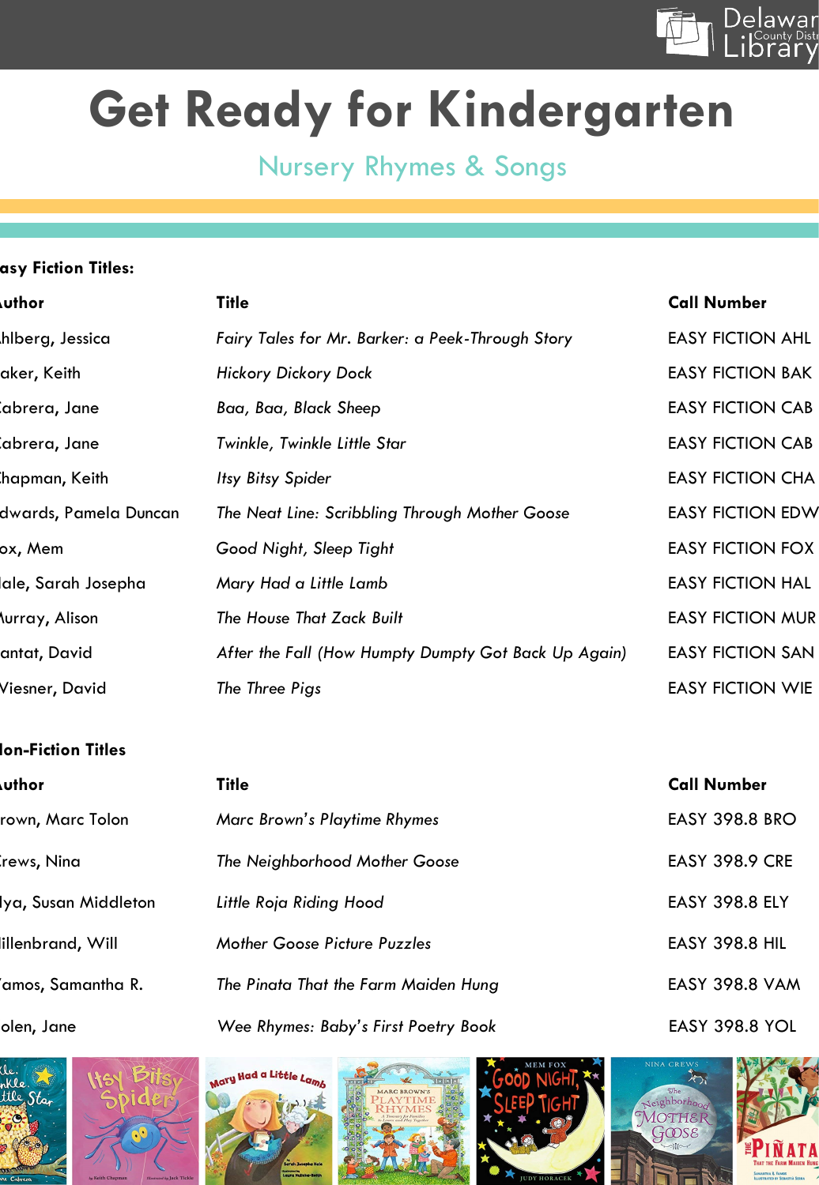# Get Ready for Kindergarten

## Nursery Rhymes & Songs

**asy Fiction Titles:**

| uthor | Title | Call Number |
|---|---|---|
| hlberg, Jessica | *Fairy Tales for Mr. Barker: a Peek-Through Story* | EASY FICTION AHL |
| aker, Keith | *Hickory Dickory Dock* | EASY FICTION BAK |
| abrera, Jane | *Baa, Baa, Black Sheep* | EASY FICTION CAB |
| abrera, Jane | *Twinkle, Twinkle Little Star* | EASY FICTION CAB |
| hapman, Keith | *Itsy Bitsy Spider* | EASY FICTION CHA |
| dwards, Pamela Duncan | *The Neat Line: Scribbling Through Mother Goose* | EASY FICTION EDW |
| ox, Mem | *Good Night, Sleep Tight* | EASY FICTION FOX |
| ale, Sarah Josepha | *Mary Had a Little Lamb* | EASY FICTION HAL |
| urray, Alison | *The House That Zack Built* | EASY FICTION MUR |
| antat, David | *After the Fall (How Humpty Dumpty Got Back Up Again)* | EASY FICTION SAN |
| iesner, David | *The Three Pigs* | EASY FICTION WIE |

**on-Fiction Titles**

| uthor | Title | Call Number |
|---|---|---|
| rown, Marc Tolon | *Marc Brown's Playtime Rhymes* | EASY 398.8 BRO |
| rews, Nina | *The Neighborhood Mother Goose* | EASY 398.9 CRE |
| lya, Susan Middleton | *Little Roja Riding Hood* | EASY 398.8 ELY |
| illenbrand, Will | *Mother Goose Picture Puzzles* | EASY 398.8 HIL |
| amos, Samantha R. | *The Pinata That the Farm Maiden Hung* | EASY 398.8 VAM |
| olen, Jane | *Wee Rhymes: Baby's First Poetry Book* | EASY 398.8 YOL |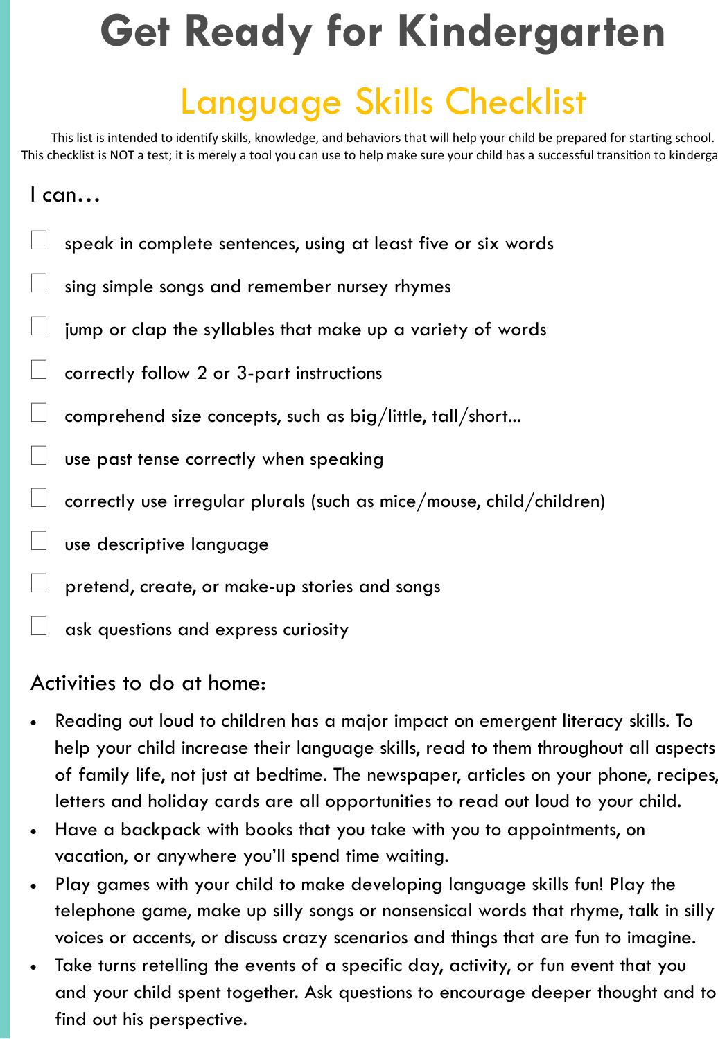# Get Ready for Kindergarten

## Language Skills Checklist

This list is intended to identify skills, knowledge, and behaviors that will help your child be prepared for starting school. This checklist is NOT a test; it is merely a tool you can use to help make sure your child has a successful transition to kinderga

I can…

- [ ] speak in complete sentences, using at least five or six words
- [ ] sing simple songs and remember nursey rhymes
- [ ] jump or clap the syllables that make up a variety of words
- [ ] correctly follow 2 or 3-part instructions
- [ ] comprehend size concepts, such as big/little, tall/short...
- [ ] use past tense correctly when speaking
- [ ] correctly use irregular plurals (such as mice/mouse, child/children)
- [ ] use descriptive language
- [ ] pretend, create, or make-up stories and songs
- [ ] ask questions and express curiosity

### Activities to do at home:

- Reading out loud to children has a major impact on emergent literacy skills. To help your child increase their language skills, read to them throughout all aspects of family life, not just at bedtime. The newspaper, articles on your phone, recipes, letters and holiday cards are all opportunities to read out loud to your child.
- Have a backpack with books that you take with you to appointments, on vacation, or anywhere you'll spend time waiting.
- Play games with your child to make developing language skills fun! Play the telephone game, make up silly songs or nonsensical words that rhyme, talk in silly voices or accents, or discuss crazy scenarios and things that are fun to imagine.
- Take turns retelling the events of a specific day, activity, or fun event that you and your child spent together. Ask questions to encourage deeper thought and to find out his perspective.